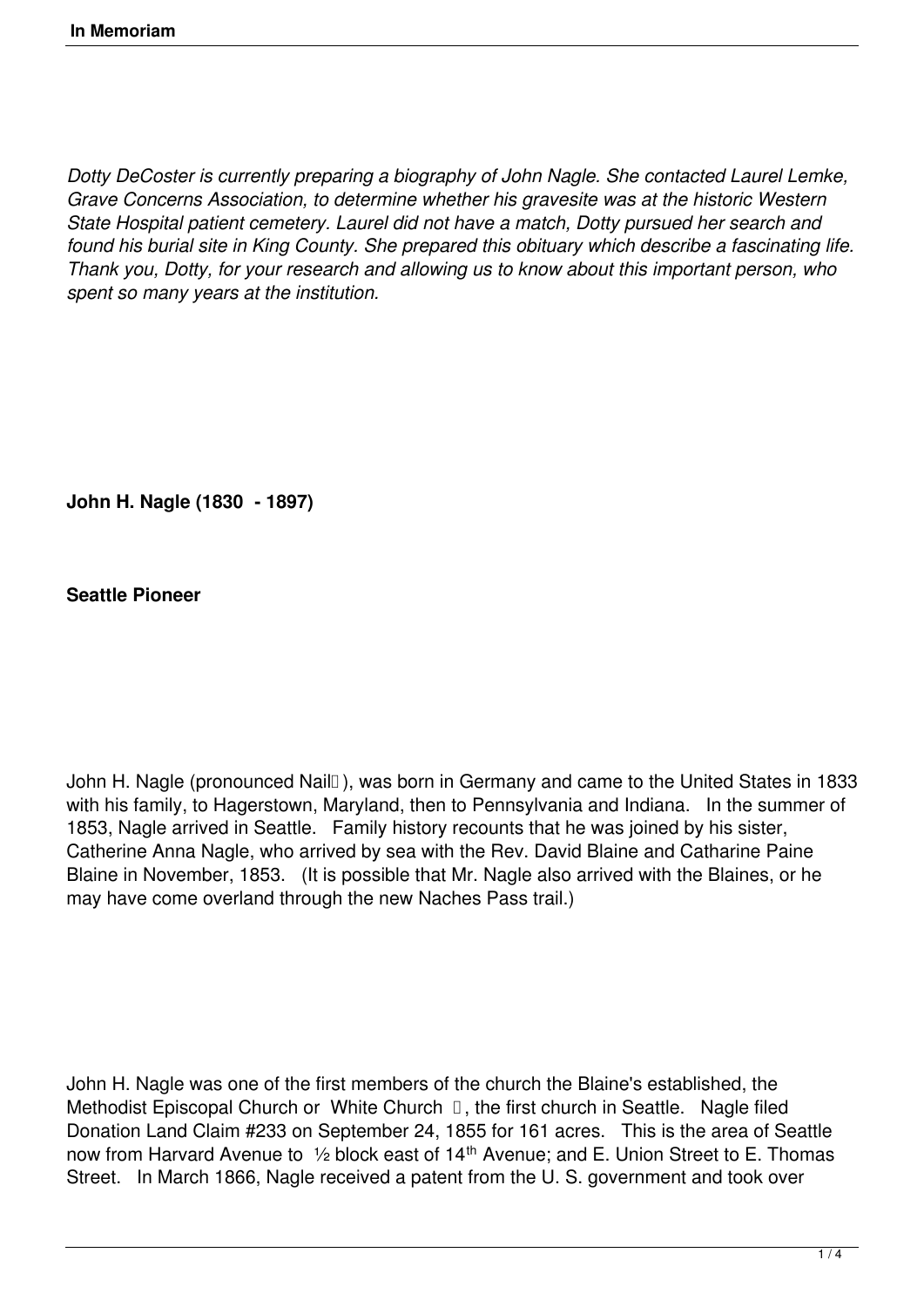*Dotty DeCoster is currently preparing a biography of John Nagle. She contacted Laurel Lemke, Grave Concerns Association, to determine whether his gravesite was at the historic Western State Hospital patient cemetery. Laurel did not have a match, Dotty pursued her search and found his burial site in King County. She prepared this obituary which describe a fascinating life. Thank you, Dotty, for your research and allowing us to know about this important person, who spent so many years at the institution.*

**John H. Nagle (1830 - 1897)**

**Seattle Pioneer**

John H. Nagle (pronounced Nail), was born in Germany and came to the United States in 1833 with his family, to Hagerstown, Maryland, then to Pennsylvania and Indiana. In the summer of 1853, Nagle arrived in Seattle. Family history recounts that he was joined by his sister, Catherine Anna Nagle, who arrived by sea with the Rev. David Blaine and Catharine Paine Blaine in November, 1853. (It is possible that Mr. Nagle also arrived with the Blaines, or he may have come overland through the new Naches Pass trail.)

John H. Nagle was one of the first members of the church the Blaine's established, the Methodist Episcopal Church or White Church , the first church in Seattle. Nagle filed Donation Land Claim #233 on September 24, 1855 for 161 acres. This is the area of Seattle now from Harvard Avenue to ½ block east of 14th Avenue; and E. Union Street to E. Thomas Street. In March 1866, Nagle received a patent from the U. S. government and took over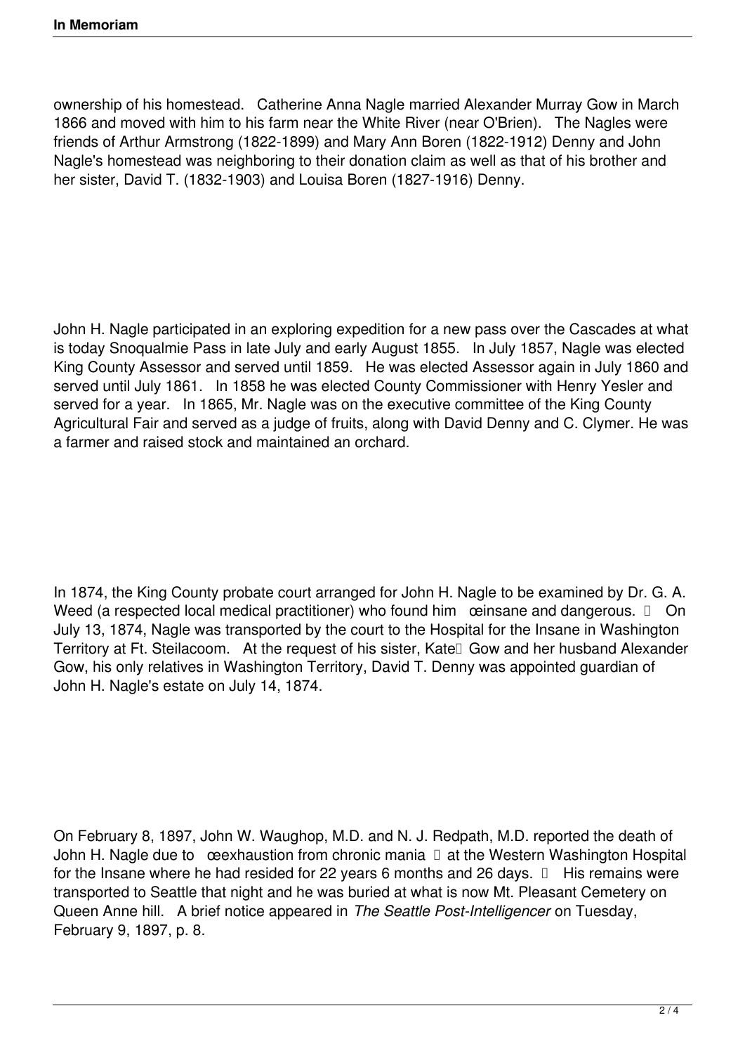ownership of his homestead. Catherine Anna Nagle married Alexander Murray Gow in March 1866 and moved with him to his farm near the White River (near O'Brien). The Nagles were friends of Arthur Armstrong (1822-1899) and Mary Ann Boren (1822-1912) Denny and John Nagle's homestead was neighboring to their donation claim as well as that of his brother and her sister, David T. (1832-1903) and Louisa Boren (1827-1916) Denny.

John H. Nagle participated in an exploring expedition for a new pass over the Cascades at what is today Snoqualmie Pass in late July and early August 1855. In July 1857, Nagle was elected King County Assessor and served until 1859. He was elected Assessor again in July 1860 and served until July 1861. In 1858 he was elected County Commissioner with Henry Yesler and served for a year. In 1865, Mr. Nagle was on the executive committee of the King County Agricultural Fair and served as a judge of fruits, along with David Denny and C. Clymer. He was a farmer and raised stock and maintained an orchard.

In 1874, the King County probate court arranged for John H. Nagle to be examined by Dr. G. A. Weed (a respected local medical practitioner) who found him œinsane and dangerous.  On July 13, 1874, Nagle was transported by the court to the Hospital for the Insane in Washington Territory at Ft. Steilacoom. At the request of his sister, Kate Gow and her husband Alexander Gow, his only relatives in Washington Territory, David T. Denny was appointed guardian of John H. Nagle's estate on July 14, 1874.

On February 8, 1897, John W. Waughop, M.D. and N. J. Redpath, M.D. reported the death of John H. Nagle due to œexhaustion from chronic mania  at the Western Washington Hospital for the Insane where he had resided for 22 years 6 months and 26 days.  His remains were transported to Seattle that night and he was buried at what is now Mt. Pleasant Cemetery on Queen Anne hill. A brief notice appeared in *The Seattle Post-Intelligencer* on Tuesday, February 9, 1897, p. 8.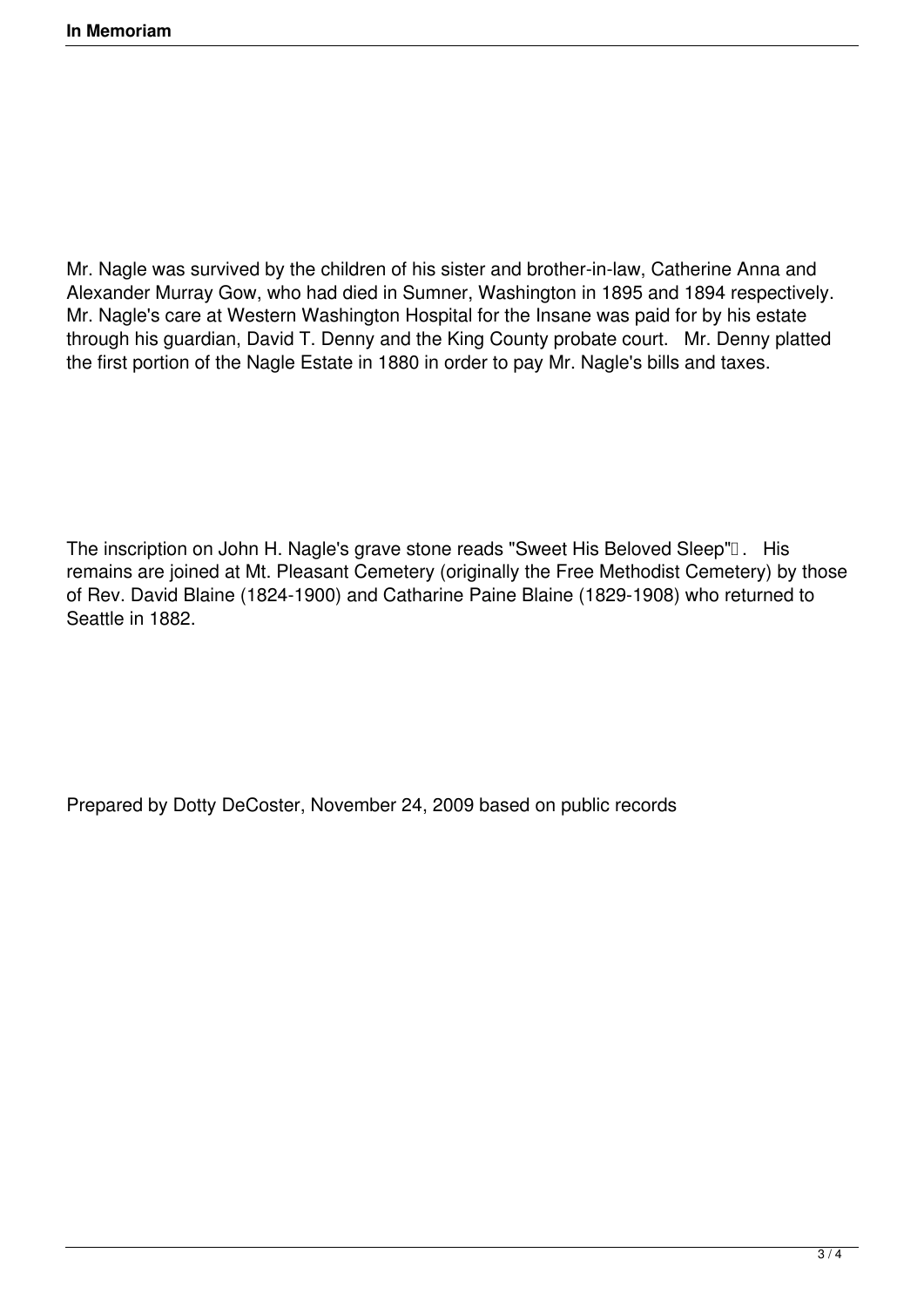Mr. Nagle was survived by the children of his sister and brother-in-law, Catherine Anna and Alexander Murray Gow, who had died in Sumner, Washington in 1895 and 1894 respectively. Mr. Nagle's care at Western Washington Hospital for the Insane was paid for by his estate through his guardian, David T. Denny and the King County probate court. Mr. Denny platted the first portion of the Nagle Estate in 1880 in order to pay Mr. Nagle's bills and taxes.

The inscription on John H. Nagle's grave stone reads "Sweet His Beloved Sleep". His remains are joined at Mt. Pleasant Cemetery (originally the Free Methodist Cemetery) by those of Rev. David Blaine (1824-1900) and Catharine Paine Blaine (1829-1908) who returned to Seattle in 1882.

Prepared by Dotty DeCoster, November 24, 2009 based on public records